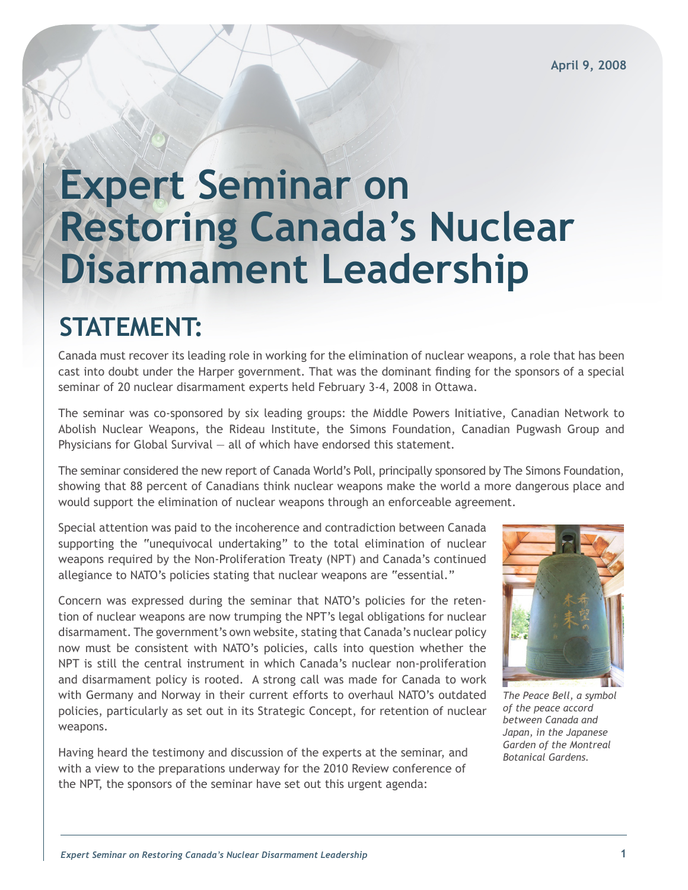April 9, 2008

# Expert Seminar on Restoring Canada's Nuclear Disarmament Leadership

## STATEMENT:

Canada must recover its leading role in working for the elimination of nuclear weapons, a role that has been cast into doubt under the Harper government. That was the dominant finding for the sponsors of a special seminar of 20 nuclear disarmament experts held February 3-4, 2008 in Ottawa.

The seminar was co-sponsored by six leading groups: the Middle Powers Initiative, Canadian Network to Abolish Nuclear Weapons, the Rideau Institute, the Simons Foundation, Canadian Pugwash Group and Physicians for Global Survival — all of which have endorsed this statement.

The seminar considered the new report of Canada World's Poll, principally sponsored by The Simons Foundation, showing that 88 percent of Canadians think nuclear weapons make the world a more dangerous place and would support the elimination of nuclear weapons through an enforceable agreement.

Special attention was paid to the incoherence and contradiction between Canada supporting the "unequivocal undertaking" to the total elimination of nuclear weapons required by the Non-Proliferation Treaty (NPT) and Canada's continued allegiance to NATO's policies stating that nuclear weapons are "essential."

Concern was expressed during the seminar that NATO's policies for the retention of nuclear weapons are now trumping the NPT's legal obligations for nuclear disarmament. The government's own website, stating that Canada's nuclear policy now must be consistent with NATO's policies, calls into question whether the NPT is still the central instrument in which Canada's nuclear non-proliferation and disarmament policy is rooted. A strong call was made for Canada to work with Germany and Norway in their current efforts to overhaul NATO's outdated policies, particularly as set out in its Strategic Concept, for retention of nuclear weapons.

*The Peace Bell, a symbol of the peace accord between Canada and Japan, in the Japanese Garden of the Montreal Botanical Gardens.*

Having heard the testimony and discussion of the experts at the seminar, and with a view to the preparations underway for the 2010 Review conference of the NPT, the sponsors of the seminar have set out this urgent agenda: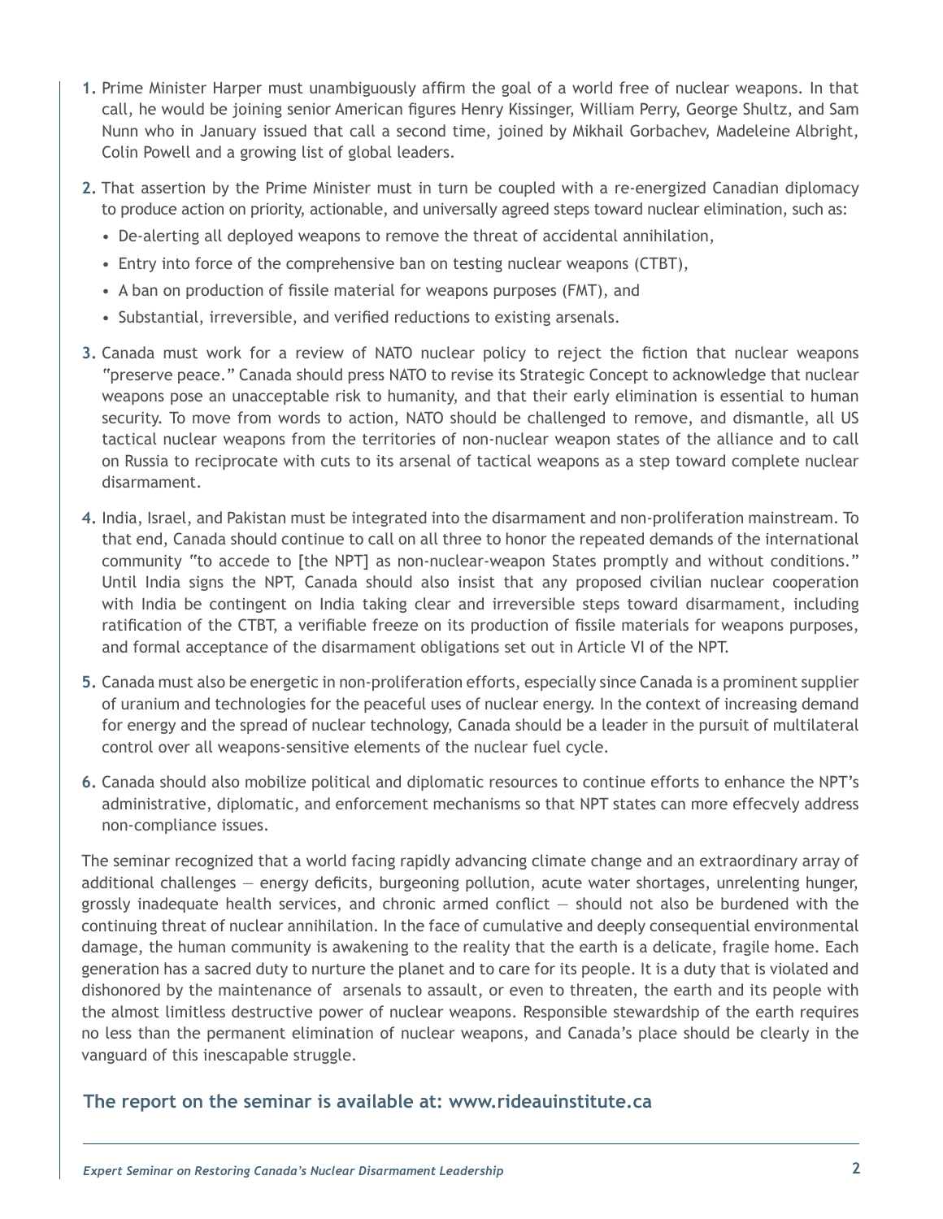1. Prime Minister Harper must unambiguously affirm the goal of a world free of nuclear weapons. In that call, he would be joining senior American figures Henry Kissinger, William Perry, George Shultz, and Sam Nunn who in January issued that call a second time, joined by Mikhail Gorbachev, Madeleine Albright, Colin Powell and a growing list of global leaders.

2. That assertion by the Prime Minister must in turn be coupled with a re-energized Canadian diplomacy to produce action on priority, actionable, and universally agreed steps toward nuclear elimination, such as:
   - De-alerting all deployed weapons to remove the threat of accidental annihilation,
   - Entry into force of the comprehensive ban on testing nuclear weapons (CTBT),
   - A ban on production of fissile material for weapons purposes (FMT), and
   - Substantial, irreversible, and verified reductions to existing arsenals.

3. Canada must work for a review of NATO nuclear policy to reject the fiction that nuclear weapons "preserve peace." Canada should press NATO to revise its Strategic Concept to acknowledge that nuclear weapons pose an unacceptable risk to humanity, and that their early elimination is essential to human security. To move from words to action, NATO should be challenged to remove, and dismantle, all US tactical nuclear weapons from the territories of non-nuclear weapon states of the alliance and to call on Russia to reciprocate with cuts to its arsenal of tactical weapons as a step toward complete nuclear disarmament.

4. India, Israel, and Pakistan must be integrated into the disarmament and non-proliferation mainstream. To that end, Canada should continue to call on all three to honor the repeated demands of the international community "to accede to [the NPT] as non-nuclear-weapon States promptly and without conditions." Until India signs the NPT, Canada should also insist that any proposed civilian nuclear cooperation with India be contingent on India taking clear and irreversible steps toward disarmament, including ratification of the CTBT, a verifiable freeze on its production of fissile materials for weapons purposes, and formal acceptance of the disarmament obligations set out in Article VI of the NPT.

5. Canada must also be energetic in non-proliferation efforts, especially since Canada is a prominent supplier of uranium and technologies for the peaceful uses of nuclear energy. In the context of increasing demand for energy and the spread of nuclear technology, Canada should be a leader in the pursuit of multilateral control over all weapons-sensitive elements of the nuclear fuel cycle.

6. Canada should also mobilize political and diplomatic resources to continue efforts to enhance the NPT's administrative, diplomatic, and enforcement mechanisms so that NPT states can more effecvely address non-compliance issues.

The seminar recognized that a world facing rapidly advancing climate change and an extraordinary array of additional challenges — energy deficits, burgeoning pollution, acute water shortages, unrelenting hunger, grossly inadequate health services, and chronic armed conflict — should not also be burdened with the continuing threat of nuclear annihilation. In the face of cumulative and deeply consequential environmental damage, the human community is awakening to the reality that the earth is a delicate, fragile home. Each generation has a sacred duty to nurture the planet and to care for its people. It is a duty that is violated and dishonored by the maintenance of arsenals to assault, or even to threaten, the earth and its people with the almost limitless destructive power of nuclear weapons. Responsible stewardship of the earth requires no less than the permanent elimination of nuclear weapons, and Canada's place should be clearly in the vanguard of this inescapable struggle.

**The report on the seminar is available at: www.rideauinstitute.ca**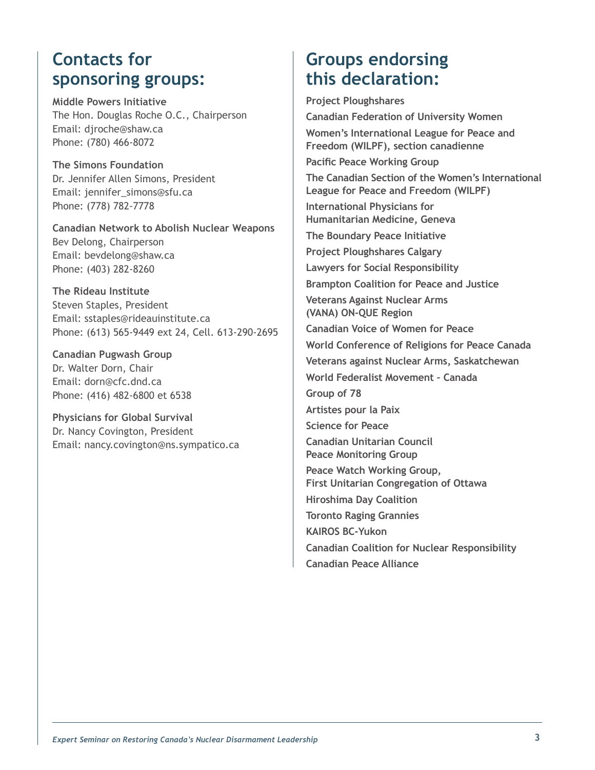## Contacts for sponsoring groups:

**Middle Powers Initiative**
The Hon. Douglas Roche O.C., Chairperson
Email: djroche@shaw.ca
Phone: (780) 466-8072

**The Simons Foundation**
Dr. Jennifer Allen Simons, President
Email: jennifer_simons@sfu.ca
Phone: (778) 782-7778

**Canadian Network to Abolish Nuclear Weapons**
Bev Delong, Chairperson
Email: bevdelong@shaw.ca
Phone: (403) 282-8260

**The Rideau Institute**
Steven Staples, President
Email: sstaples@rideauinstitute.ca
Phone: (613) 565-9449 ext 24, Cell. 613-290-2695

**Canadian Pugwash Group**
Dr. Walter Dorn, Chair
Email: dorn@cfc.dnd.ca
Phone: (416) 482-6800 et 6538

**Physicians for Global Survival**
Dr. Nancy Covington, President
Email: nancy.covington@ns.sympatico.ca

## Groups endorsing this declaration:

**Project Ploughshares**

**Canadian Federation of University Women**

**Women's International League for Peace and Freedom (WILPF), section canadienne**

**Pacific Peace Working Group**

**The Canadian Section of the Women's International League for Peace and Freedom (WILPF)**

**International Physicians for Humanitarian Medicine, Geneva**

**The Boundary Peace Initiative**

**Project Ploughshares Calgary**

**Lawyers for Social Responsibility**

**Brampton Coalition for Peace and Justice**

**Veterans Against Nuclear Arms (VANA) ON-QUE Region**

**Canadian Voice of Women for Peace**

**World Conference of Religions for Peace Canada**

**Veterans against Nuclear Arms, Saskatchewan**

**World Federalist Movement – Canada**

**Group of 78**

**Artistes pour la Paix**

**Science for Peace**

**Canadian Unitarian Council Peace Monitoring Group**

**Peace Watch Working Group, First Unitarian Congregation of Ottawa**

**Hiroshima Day Coalition**

**Toronto Raging Grannies**

**KAIROS BC-Yukon**

**Canadian Coalition for Nuclear Responsibility**

**Canadian Peace Alliance**